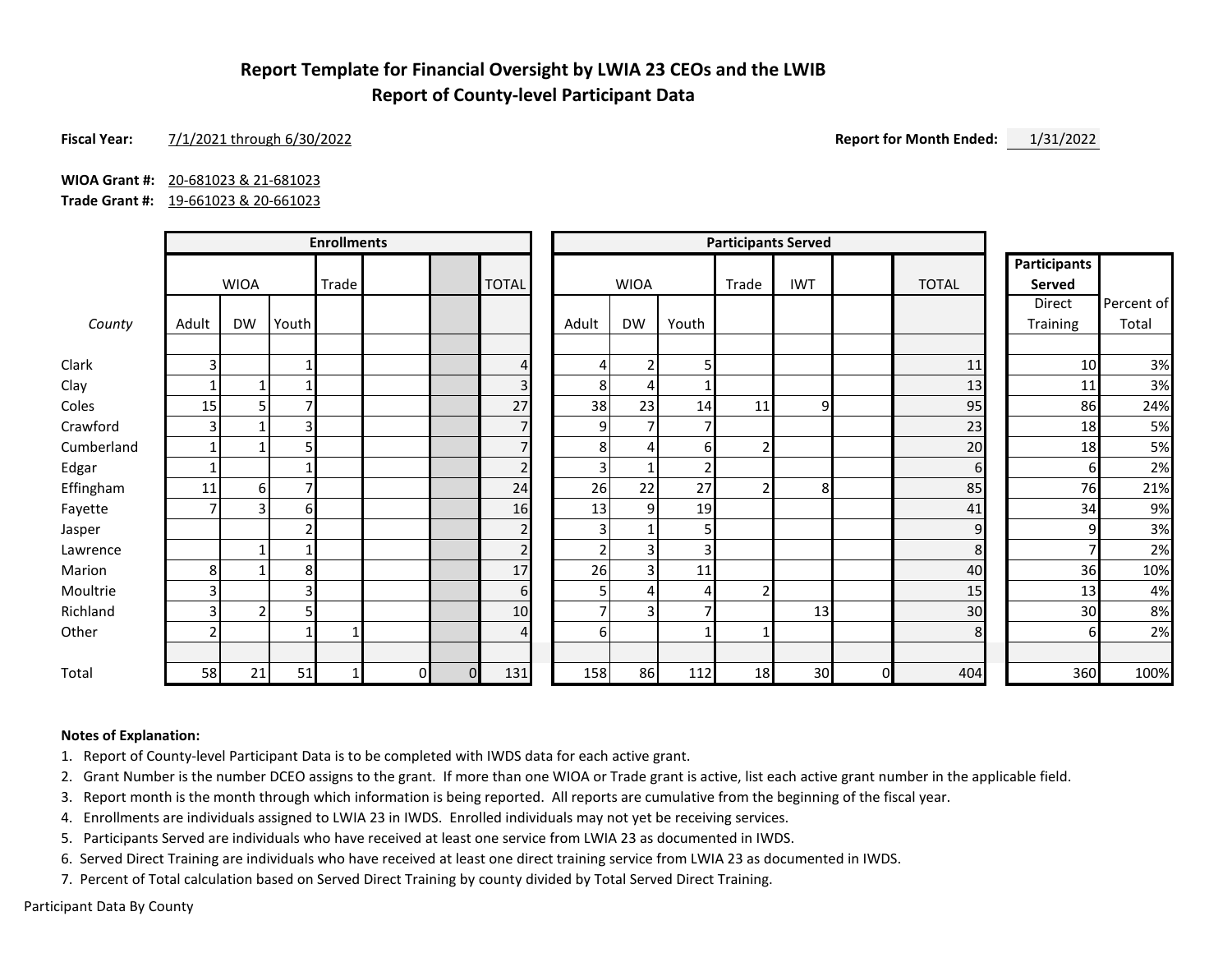# Report Template for Financial Oversight by LWIA 23 CEOs and the LWIB
## Report of County-level Participant Data

**Fiscal Year:** 7/1/2021 through 6/30/2022

**Report for Month Ended:** 1/31/2022

**WIOA Grant #:** 20-681023 & 21-681023
**Trade Grant #:** 19-661023 & 20-661023

| | Enrollments | | | | | | | Participants Served | | | | | | | Participants Served | |
|---|---|---|---|---|---|---|---|---|---|---|---|---|---|---|---|---|
| | WIOA | | | Trade | | | TOTAL | WIOA | | | Trade | IWT | | TOTAL | Direct Training | Percent of Total |
| *County* | Adult | DW | Youth | | | | | Adult | DW | Youth | | | | | | |
| Clark | 3 | | 1 | | | | 4 | 4 | 2 | 5 | | | | 11 | 10 | 3% |
| Clay | 1 | 1 | 1 | | | | 3 | 8 | 4 | 1 | | | | 13 | 11 | 3% |
| Coles | 15 | 5 | 7 | | | | 27 | 38 | 23 | 14 | 11 | 9 | | 95 | 86 | 24% |
| Crawford | 3 | 1 | 3 | | | | 7 | 9 | 7 | 7 | | | | 23 | 18 | 5% |
| Cumberland | 1 | 1 | 5 | | | | 7 | 8 | 4 | 6 | 2 | | | 20 | 18 | 5% |
| Edgar | 1 | | 1 | | | | 2 | 3 | 1 | 2 | | | | 6 | 6 | 2% |
| Effingham | 11 | 6 | 7 | | | | 24 | 26 | 22 | 27 | 2 | 8 | | 85 | 76 | 21% |
| Fayette | 7 | 3 | 6 | | | | 16 | 13 | 9 | 19 | | | | 41 | 34 | 9% |
| Jasper | | | 2 | | | | 2 | 3 | 1 | 5 | | | | 9 | 9 | 3% |
| Lawrence | | 1 | 1 | | | | 2 | 2 | 3 | 3 | | | | 8 | 7 | 2% |
| Marion | 8 | 1 | 8 | | | | 17 | 26 | 3 | 11 | | | | 40 | 36 | 10% |
| Moultrie | 3 | | 3 | | | | 6 | 5 | 4 | 4 | 2 | | | 15 | 13 | 4% |
| Richland | 3 | 2 | 5 | | | | 10 | 7 | 3 | 7 | | 13 | | 30 | 30 | 8% |
| Other | 2 | | 1 | 1 | | | 4 | 6 | | 1 | 1 | | | 8 | 6 | 2% |
| Total | 58 | 21 | 51 | 1 | 0 | 0 | 131 | 158 | 86 | 112 | 18 | 30 | 0 | 404 | 360 | 100% |

**Notes of Explanation:**

1. Report of County-level Participant Data is to be completed with IWDS data for each active grant.
2. Grant Number is the number DCEO assigns to the grant. If more than one WIOA or Trade grant is active, list each active grant number in the applicable field.
3. Report month is the month through which information is being reported. All reports are cumulative from the beginning of the fiscal year.
4. Enrollments are individuals assigned to LWIA 23 in IWDS. Enrolled individuals may not yet be receiving services.
5. Participants Served are individuals who have received at least one service from LWIA 23 as documented in IWDS.
6. Served Direct Training are individuals who have received at least one direct training service from LWIA 23 as documented in IWDS.
7. Percent of Total calculation based on Served Direct Training by county divided by Total Served Direct Training.

Participant Data By County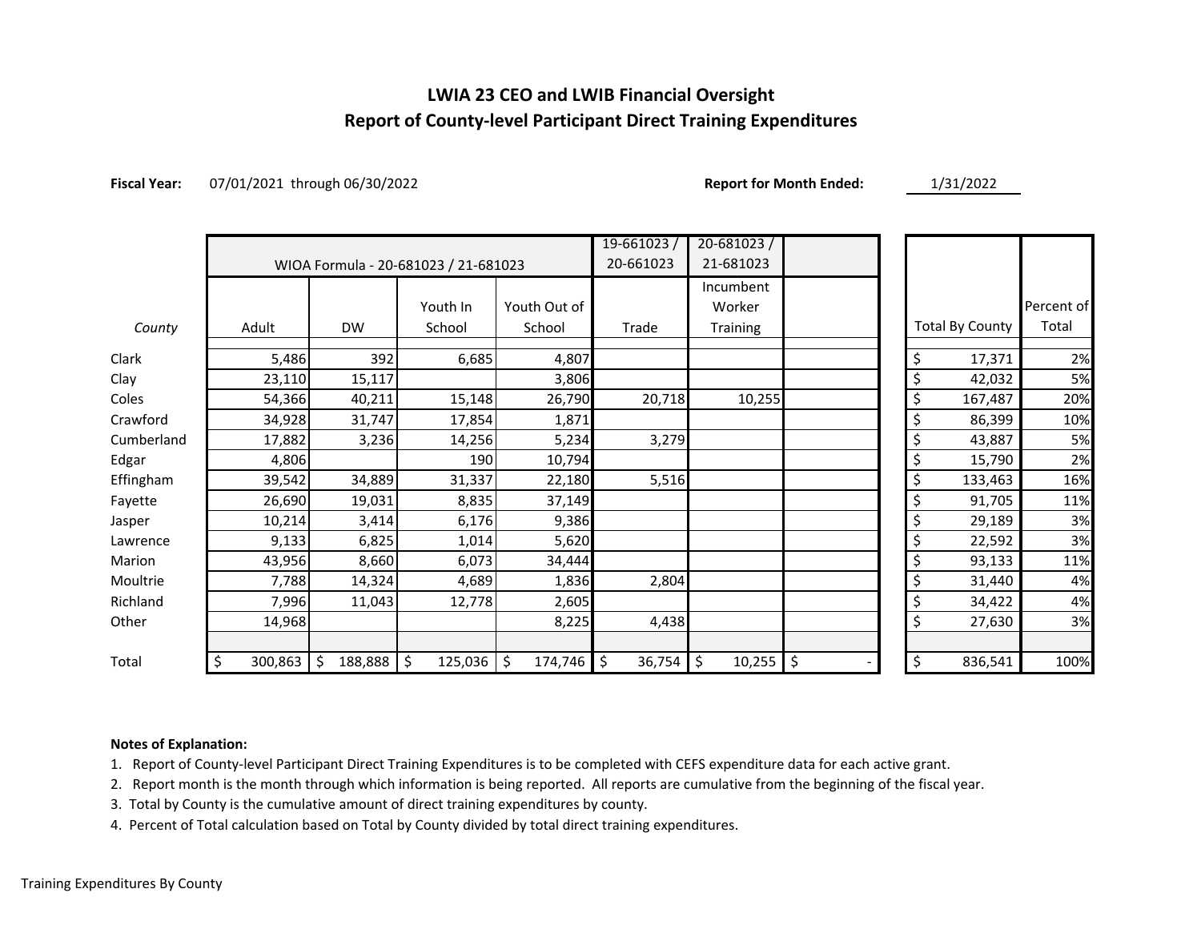# LWIA 23 CEO and LWIB Financial Oversight

## Report of County-level Participant Direct Training Expenditures

**Fiscal Year:** 07/01/2021 through 06/30/2022 **Report for Month Ended:** 1/31/2022

| | WIOA Formula - 20-681023 / 21-681023 | | | | 19-661023 / 20-661023 | 20-681023 / 21-681023 | | | |
|---|---|---|---|---|---|---|---|---|---|
| *County* | Adult | DW | Youth In School | Youth Out of School | Trade | Incumbent Worker Training | | Total By County | Percent of Total |
| Clark | 5,486 | 392 | 6,685 | 4,807 | | | | $ 17,371 | 2% |
| Clay | 23,110 | 15,117 | | 3,806 | | | | $ 42,032 | 5% |
| Coles | 54,366 | 40,211 | 15,148 | 26,790 | 20,718 | 10,255 | | $ 167,487 | 20% |
| Crawford | 34,928 | 31,747 | 17,854 | 1,871 | | | | $ 86,399 | 10% |
| Cumberland | 17,882 | 3,236 | 14,256 | 5,234 | 3,279 | | | $ 43,887 | 5% |
| Edgar | 4,806 | | 190 | 10,794 | | | | $ 15,790 | 2% |
| Effingham | 39,542 | 34,889 | 31,337 | 22,180 | 5,516 | | | $ 133,463 | 16% |
| Fayette | 26,690 | 19,031 | 8,835 | 37,149 | | | | $ 91,705 | 11% |
| Jasper | 10,214 | 3,414 | 6,176 | 9,386 | | | | $ 29,189 | 3% |
| Lawrence | 9,133 | 6,825 | 1,014 | 5,620 | | | | $ 22,592 | 3% |
| Marion | 43,956 | 8,660 | 6,073 | 34,444 | | | | $ 93,133 | 11% |
| Moultrie | 7,788 | 14,324 | 4,689 | 1,836 | 2,804 | | | $ 31,440 | 4% |
| Richland | 7,996 | 11,043 | 12,778 | 2,605 | | | | $ 34,422 | 4% |
| Other | 14,968 | | | 8,225 | 4,438 | | | $ 27,630 | 3% |
| Total | $ 300,863 | $ 188,888 | $ 125,036 | $ 174,746 | $ 36,754 | $ 10,255 | $ - | $ 836,541 | 100% |

**Notes of Explanation:**

1. Report of County-level Participant Direct Training Expenditures is to be completed with CEFS expenditure data for each active grant.
2. Report month is the month through which information is being reported. All reports are cumulative from the beginning of the fiscal year.
3. Total by County is the cumulative amount of direct training expenditures by county.
4. Percent of Total calculation based on Total by County divided by total direct training expenditures.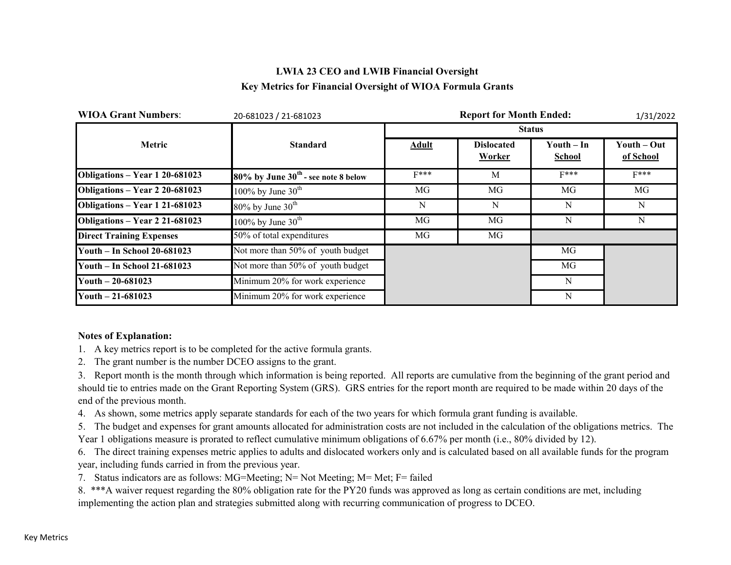# LWIA 23 CEO and LWIB Financial Oversight

## Key Metrics for Financial Oversight of WIOA Formula Grants

**WIOA Grant Numbers**: 20-681023 / 21-681023 **Report for Month Ended:** 1/31/2022

| Metric | Standard | Status | | | |
|---|---|---|---|---|---|
| | | **Adult** | **Dislocated Worker** | **Youth – In School** | **Youth – Out of School** |
| **Obligations – Year 1 20-681023** | **80% by June 30th - see note 8 below** | F*** | M | F*** | F*** |
| **Obligations – Year 2 20-681023** | 100% by June 30th | MG | MG | MG | MG |
| **Obligations – Year 1 21-681023** | 80% by June 30th | N | N | N | N |
| **Obligations – Year 2 21-681023** | 100% by June 30th | MG | MG | N | N |
| **Direct Training Expenses** | 50% of total expenditures | MG | MG | | |
| **Youth – In School 20-681023** | Not more than 50% of youth budget | | | MG | |
| **Youth – In School 21-681023** | Not more than 50% of youth budget | | | MG | |
| **Youth – 20-681023** | Minimum 20% for work experience | | | N | |
| **Youth – 21-681023** | Minimum 20% for work experience | | | N | |

**Notes of Explanation:**

1. A key metrics report is to be completed for the active formula grants.
2. The grant number is the number DCEO assigns to the grant.
3. Report month is the month through which information is being reported. All reports are cumulative from the beginning of the grant period and should tie to entries made on the Grant Reporting System (GRS). GRS entries for the report month are required to be made within 20 days of the end of the previous month.
4. As shown, some metrics apply separate standards for each of the two years for which formula grant funding is available.
5. The budget and expenses for grant amounts allocated for administration costs are not included in the calculation of the obligations metrics. The Year 1 obligations measure is prorated to reflect cumulative minimum obligations of 6.67% per month (i.e., 80% divided by 12).
6. The direct training expenses metric applies to adults and dislocated workers only and is calculated based on all available funds for the program year, including funds carried in from the previous year.
7. Status indicators are as follows: MG=Meeting; N= Not Meeting; M= Met; F= failed
8. ***A waiver request regarding the 80% obligation rate for the PY20 funds was approved as long as certain conditions are met, including implementing the action plan and strategies submitted along with recurring communication of progress to DCEO.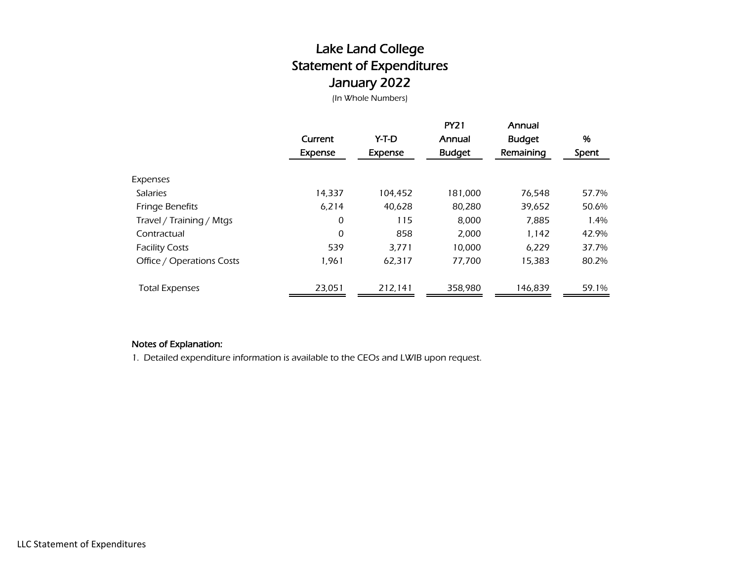# Lake Land College
## Statement of Expenditures
## January 2022

*(In Whole Numbers)*

| | Current Expense | Y-T-D Expense | PY21 Annual Budget | Annual Budget Remaining | % Spent |
|---|---|---|---|---|---|
| Expenses | | | | | |
| Salaries | 14,337 | 104,452 | 181,000 | 76,548 | 57.7% |
| Fringe Benefits | 6,214 | 40,628 | 80,280 | 39,652 | 50.6% |
| Travel / Training / Mtgs | 0 | 115 | 8,000 | 7,885 | 1.4% |
| Contractual | 0 | 858 | 2,000 | 1,142 | 42.9% |
| Facility Costs | 539 | 3,771 | 10,000 | 6,229 | 37.7% |
| Office / Operations Costs | 1,961 | 62,317 | 77,700 | 15,383 | 80.2% |
| Total Expenses | 23,051 | 212,141 | 358,980 | 146,839 | 59.1% |

**Notes of Explanation:**

1. Detailed expenditure information is available to the CEOs and LWIB upon request.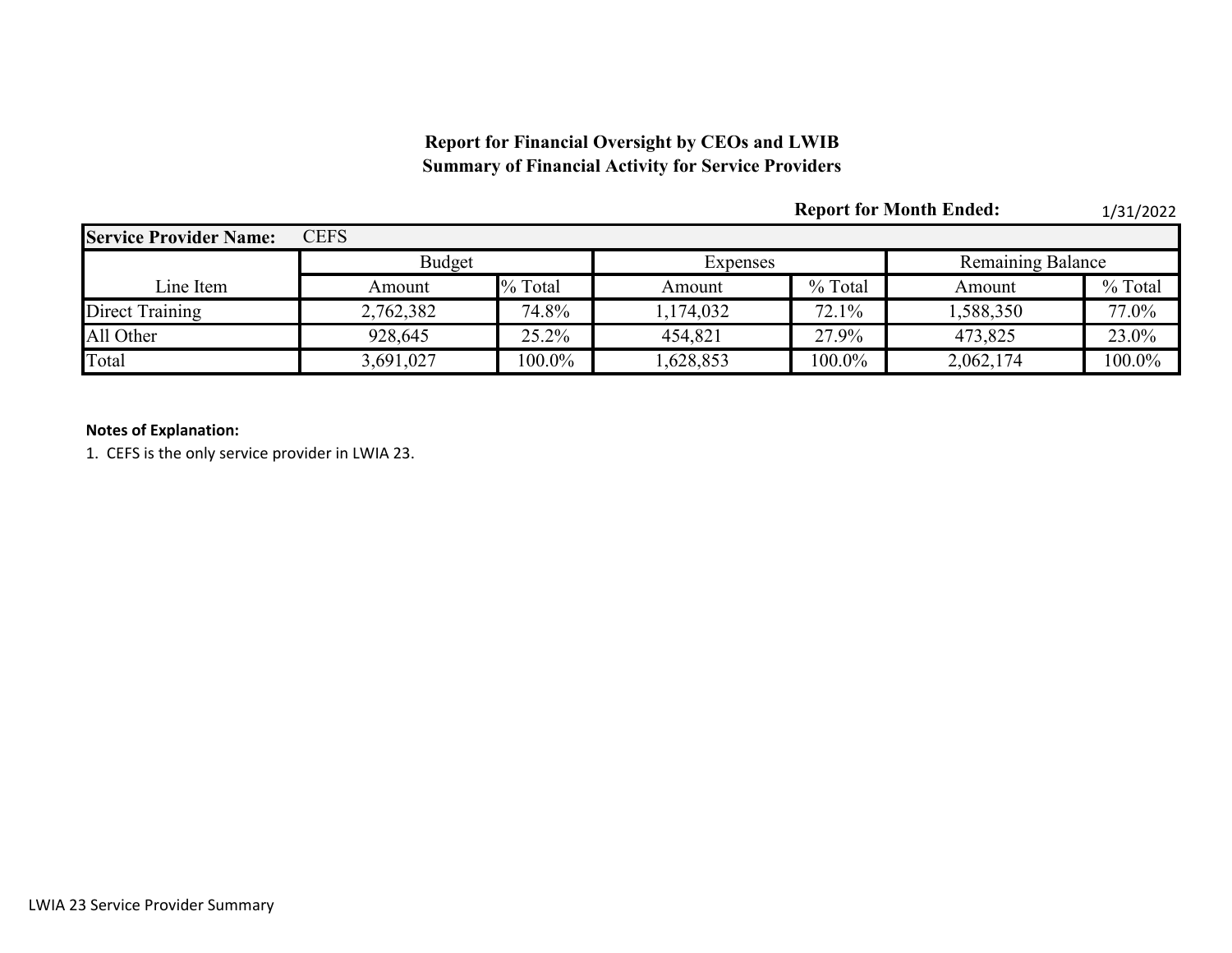**Report for Financial Oversight by CEOs and LWIB**
**Summary of Financial Activity for Service Providers**

**Report for Month Ended:** 1/31/2022

| **Service Provider Name:** | CEFS | | | | | |
|---|---|---|---|---|---|---|
| | Budget | | Expenses | | Remaining Balance | |
| Line Item | Amount | % Total | Amount | % Total | Amount | % Total |
| Direct Training | 2,762,382 | 74.8% | 1,174,032 | 72.1% | 1,588,350 | 77.0% |
| All Other | 928,645 | 25.2% | 454,821 | 27.9% | 473,825 | 23.0% |
| Total | 3,691,027 | 100.0% | 1,628,853 | 100.0% | 2,062,174 | 100.0% |

**Notes of Explanation:**

1. CEFS is the only service provider in LWIA 23.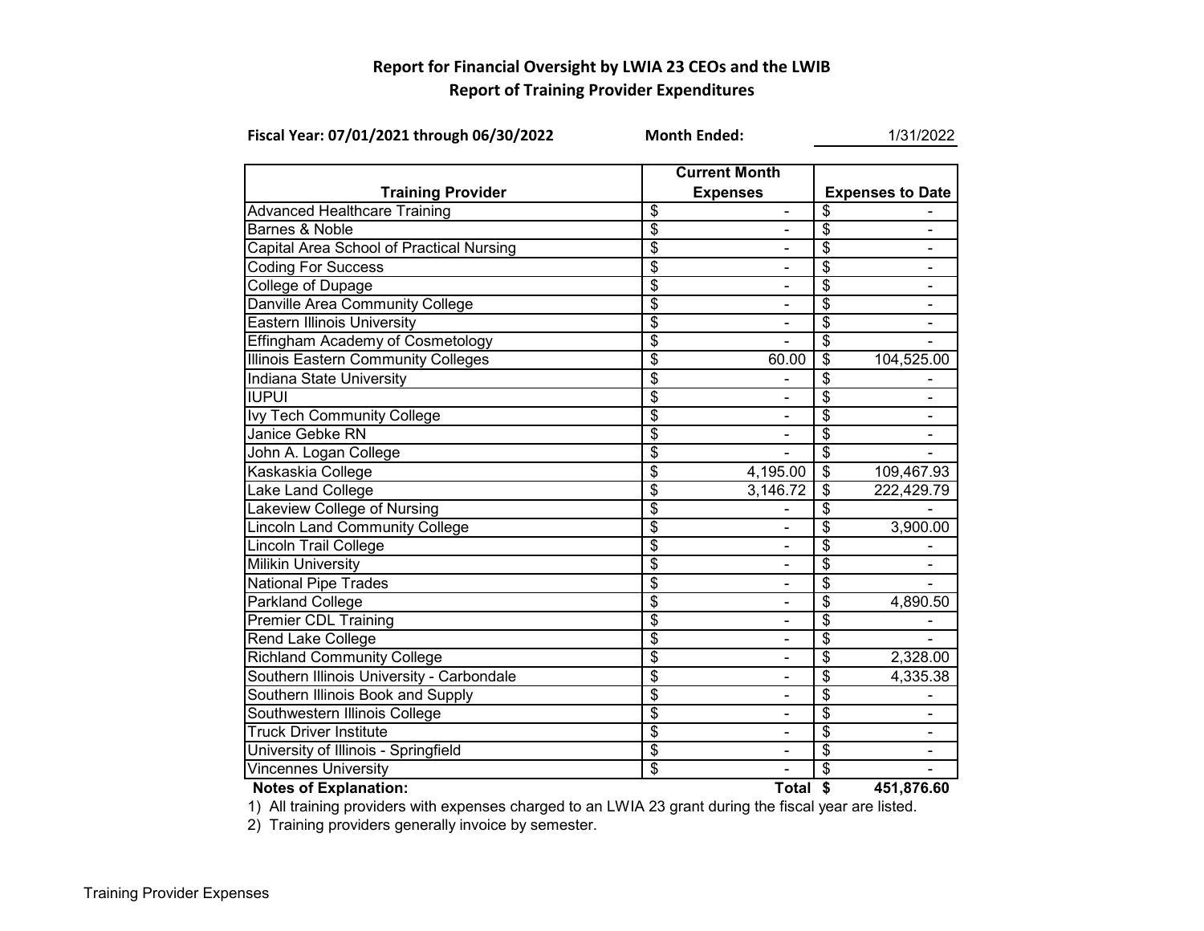## Report for Financial Oversight by LWIA 23 CEOs and the LWIB

## Report of Training Provider Expenditures

**Fiscal Year: 07/01/2021 through 06/30/2022** **Month Ended:** 1/31/2022

| Training Provider | Current Month Expenses | Expenses to Date |
|---|---|---|
| Advanced Healthcare Training | $ - | $ - |
| Barnes & Noble | $ - | $ - |
| Capital Area School of Practical Nursing | $ - | $ - |
| Coding For Success | $ - | $ - |
| College of Dupage | $ - | $ - |
| Danville Area Community College | $ - | $ - |
| Eastern Illinois University | $ - | $ - |
| Effingham Academy of Cosmetology | $ - | $ - |
| Illinois Eastern Community Colleges | $ 60.00 | $ 104,525.00 |
| Indiana State University | $ - | $ - |
| IUPUI | $ - | $ - |
| Ivy Tech Community College | $ - | $ - |
| Janice Gebke RN | $ - | $ - |
| John A. Logan College | $ - | $ - |
| Kaskaskia College | $ 4,195.00 | $ 109,467.93 |
| Lake Land College | $ 3,146.72 | $ 222,429.79 |
| Lakeview College of Nursing | $ - | $ - |
| Lincoln Land Community College | $ - | $ 3,900.00 |
| Lincoln Trail College | $ - | $ - |
| Milikin University | $ - | $ - |
| National Pipe Trades | $ - | $ - |
| Parkland College | $ - | $ 4,890.50 |
| Premier CDL Training | $ - | $ - |
| Rend Lake College | $ - | $ - |
| Richland Community College | $ - | $ 2,328.00 |
| Southern Illinois University - Carbondale | $ - | $ 4,335.38 |
| Southern Illinois Book and Supply | $ - | $ - |
| Southwestern Illinois College | $ - | $ - |
| Truck Driver Institute | $ - | $ - |
| University of Illinois - Springfield | $ - | $ - |
| Vincennes University | $ - | $ - |
| | **Total** | **$ 451,876.60** |

**Notes of Explanation:**

1) All training providers with expenses charged to an LWIA 23 grant during the fiscal year are listed.

2) Training providers generally invoice by semester.

Training Provider Expenses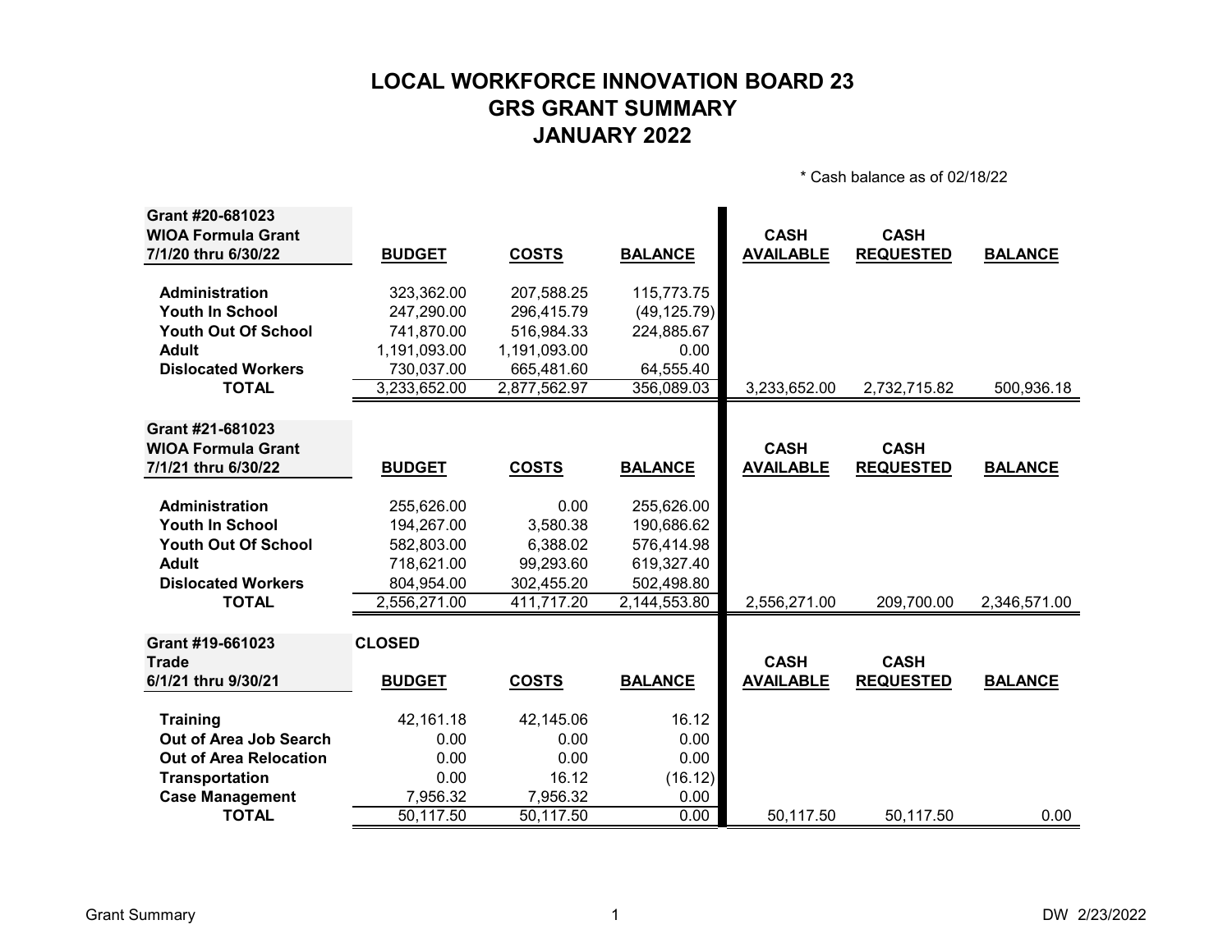# LOCAL WORKFORCE INNOVATION BOARD 23
# GRS GRANT SUMMARY
# JANUARY 2022

\* Cash balance as of 02/18/22

| Grant #20-681023<br>WIOA Formula Grant<br>7/1/20 thru 6/30/22 | BUDGET | COSTS | BALANCE | CASH AVAILABLE | CASH REQUESTED | BALANCE |
|---|---|---|---|---|---|---|
| Administration | 323,362.00 | 207,588.25 | 115,773.75 | | | |
| Youth In School | 247,290.00 | 296,415.79 | (49,125.79) | | | |
| Youth Out Of School | 741,870.00 | 516,984.33 | 224,885.67 | | | |
| Adult | 1,191,093.00 | 1,191,093.00 | 0.00 | | | |
| Dislocated Workers | 730,037.00 | 665,481.60 | 64,555.40 | | | |
| TOTAL | 3,233,652.00 | 2,877,562.97 | 356,089.03 | 3,233,652.00 | 2,732,715.82 | 500,936.18 |

| Grant #21-681023<br>WIOA Formula Grant<br>7/1/21 thru 6/30/22 | BUDGET | COSTS | BALANCE | CASH AVAILABLE | CASH REQUESTED | BALANCE |
|---|---|---|---|---|---|---|
| Administration | 255,626.00 | 0.00 | 255,626.00 | | | |
| Youth In School | 194,267.00 | 3,580.38 | 190,686.62 | | | |
| Youth Out Of School | 582,803.00 | 6,388.02 | 576,414.98 | | | |
| Adult | 718,621.00 | 99,293.60 | 619,327.40 | | | |
| Dislocated Workers | 804,954.00 | 302,455.20 | 502,498.80 | | | |
| TOTAL | 2,556,271.00 | 411,717.20 | 2,144,553.80 | 2,556,271.00 | 209,700.00 | 2,346,571.00 |

| Grant #19-661023<br>Trade<br>6/1/21 thru 9/30/21 | CLOSED<br>BUDGET | COSTS | BALANCE | CASH AVAILABLE | CASH REQUESTED | BALANCE |
|---|---|---|---|---|---|---|
| Training | 42,161.18 | 42,145.06 | 16.12 | | | |
| Out of Area Job Search | 0.00 | 0.00 | 0.00 | | | |
| Out of Area Relocation | 0.00 | 0.00 | 0.00 | | | |
| Transportation | 0.00 | 16.12 | (16.12) | | | |
| Case Management | 7,956.32 | 7,956.32 | 0.00 | | | |
| TOTAL | 50,117.50 | 50,117.50 | 0.00 | 50,117.50 | 50,117.50 | 0.00 |

Grant Summary DW 2/23/2022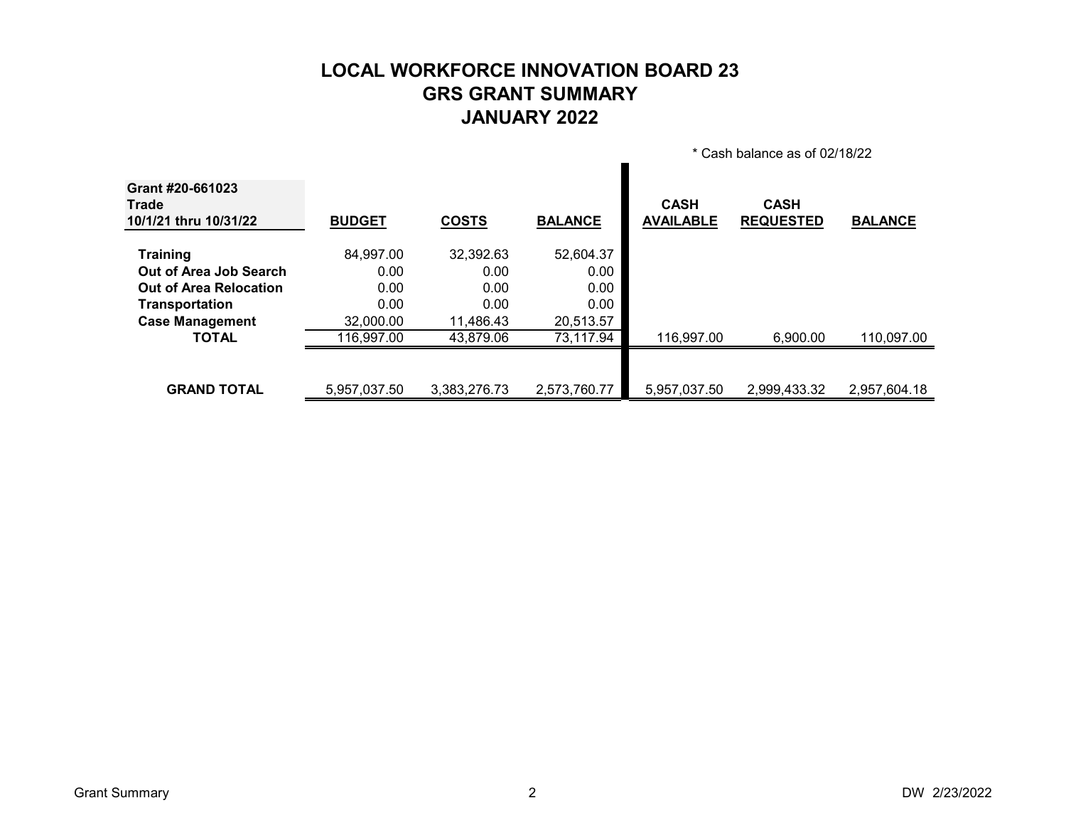# LOCAL WORKFORCE INNOVATION BOARD 23
# GRS GRANT SUMMARY
# JANUARY 2022

\* Cash balance as of 02/18/22

| Grant #20-661023<br>Trade<br>10/1/21 thru 10/31/22 | BUDGET | COSTS | BALANCE | CASH AVAILABLE | CASH REQUESTED | BALANCE |
|---|---|---|---|---|---|---|
| **Training** | 84,997.00 | 32,392.63 | 52,604.37 | | | |
| **Out of Area Job Search** | 0.00 | 0.00 | 0.00 | | | |
| **Out of Area Relocation** | 0.00 | 0.00 | 0.00 | | | |
| **Transportation** | 0.00 | 0.00 | 0.00 | | | |
| **Case Management** | 32,000.00 | 11,486.43 | 20,513.57 | | | |
| **TOTAL** | 116,997.00 | 43,879.06 | 73,117.94 | 116,997.00 | 6,900.00 | 110,097.00 |
| | | | | | | |
| **GRAND TOTAL** | 5,957,037.50 | 3,383,276.73 | 2,573,760.77 | 5,957,037.50 | 2,999,433.32 | 2,957,604.18 |

Grant Summary

DW 2/23/2022